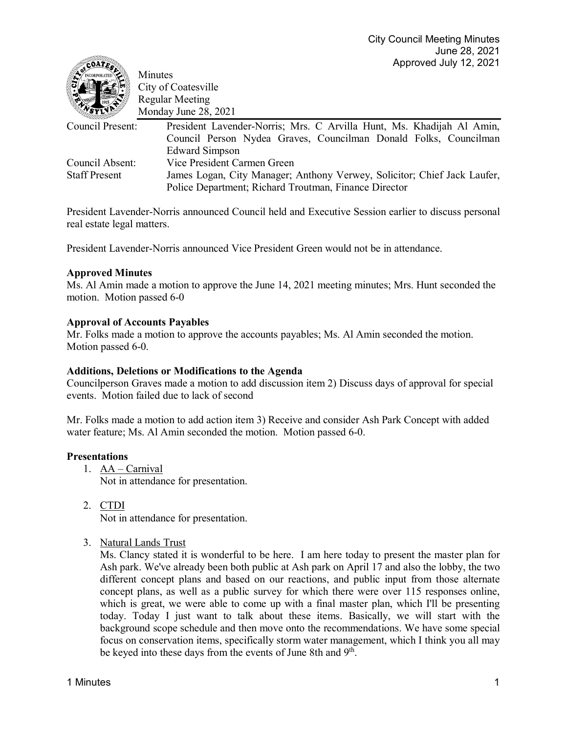City Council Meeting Minutes
June 28, 2021
Approved July 12, 2021

Minutes
City of Coatesville
Regular Meeting
Monday June 28, 2021

| | |
|---|---|
| Council Present: | President Lavender-Norris; Mrs. C Arvilla Hunt, Ms. Khadijah Al Amin, Council Person Nydea Graves, Councilman Donald Folks, Councilman Edward Simpson |
| Council Absent: | Vice President Carmen Green |
| Staff Present | James Logan, City Manager; Anthony Verwey, Solicitor; Chief Jack Laufer, Police Department; Richard Troutman, Finance Director |

President Lavender-Norris announced Council held and Executive Session earlier to discuss personal real estate legal matters.

President Lavender-Norris announced Vice President Green would not be in attendance.

**Approved Minutes**

Ms. Al Amin made a motion to approve the June 14, 2021 meeting minutes; Mrs. Hunt seconded the motion. Motion passed 6-0

**Approval of Accounts Payables**

Mr. Folks made a motion to approve the accounts payables; Ms. Al Amin seconded the motion. Motion passed 6-0.

**Additions, Deletions or Modifications to the Agenda**

Councilperson Graves made a motion to add discussion item 2) Discuss days of approval for special events. Motion failed due to lack of second

Mr. Folks made a motion to add action item 3) Receive and consider Ash Park Concept with added water feature; Ms. Al Amin seconded the motion. Motion passed 6-0.

**Presentations**

1. AA – Carnival
   Not in attendance for presentation.

2. CTDI
   Not in attendance for presentation.

3. Natural Lands Trust
   Ms. Clancy stated it is wonderful to be here. I am here today to present the master plan for Ash park. We've already been both public at Ash park on April 17 and also the lobby, the two different concept plans and based on our reactions, and public input from those alternate concept plans, as well as a public survey for which there were over 115 responses online, which is great, we were able to come up with a final master plan, which I'll be presenting today. Today I just want to talk about these items. Basically, we will start with the background scope schedule and then move onto the recommendations. We have some special focus on conservation items, specifically storm water management, which I think you all may be keyed into these days from the events of June 8th and 9th.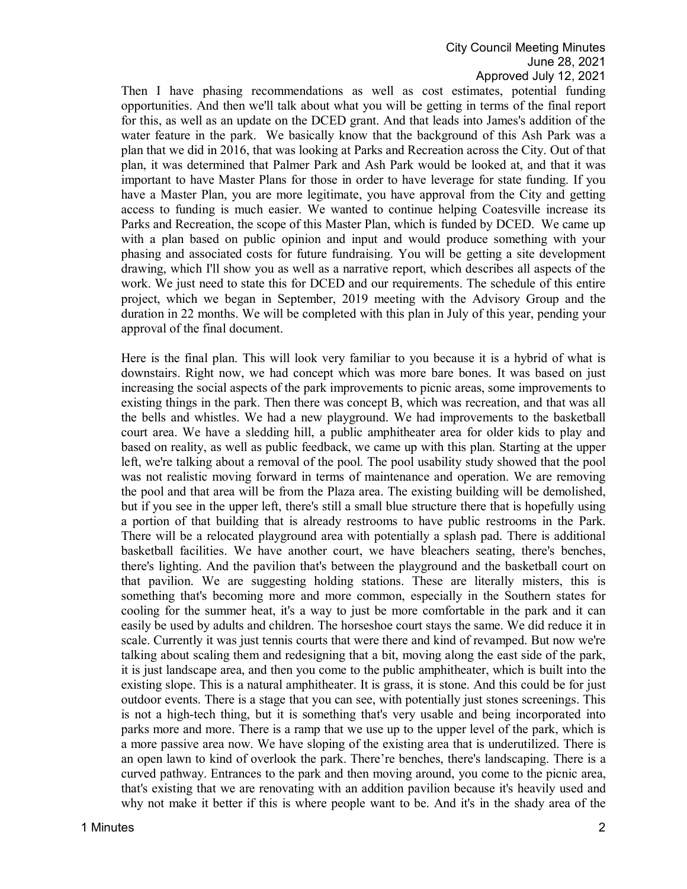Then I have phasing recommendations as well as cost estimates, potential funding opportunities. And then we'll talk about what you will be getting in terms of the final report for this, as well as an update on the DCED grant. And that leads into James's addition of the water feature in the park. We basically know that the background of this Ash Park was a plan that we did in 2016, that was looking at Parks and Recreation across the City. Out of that plan, it was determined that Palmer Park and Ash Park would be looked at, and that it was important to have Master Plans for those in order to have leverage for state funding. If you have a Master Plan, you are more legitimate, you have approval from the City and getting access to funding is much easier. We wanted to continue helping Coatesville increase its Parks and Recreation, the scope of this Master Plan, which is funded by DCED. We came up with a plan based on public opinion and input and would produce something with your phasing and associated costs for future fundraising. You will be getting a site development drawing, which I'll show you as well as a narrative report, which describes all aspects of the work. We just need to state this for DCED and our requirements. The schedule of this entire project, which we began in September, 2019 meeting with the Advisory Group and the duration in 22 months. We will be completed with this plan in July of this year, pending your approval of the final document.

Here is the final plan. This will look very familiar to you because it is a hybrid of what is downstairs. Right now, we had concept which was more bare bones. It was based on just increasing the social aspects of the park improvements to picnic areas, some improvements to existing things in the park. Then there was concept B, which was recreation, and that was all the bells and whistles. We had a new playground. We had improvements to the basketball court area. We have a sledding hill, a public amphitheater area for older kids to play and based on reality, as well as public feedback, we came up with this plan. Starting at the upper left, we're talking about a removal of the pool. The pool usability study showed that the pool was not realistic moving forward in terms of maintenance and operation. We are removing the pool and that area will be from the Plaza area. The existing building will be demolished, but if you see in the upper left, there's still a small blue structure there that is hopefully using a portion of that building that is already restrooms to have public restrooms in the Park. There will be a relocated playground area with potentially a splash pad. There is additional basketball facilities. We have another court, we have bleachers seating, there's benches, there's lighting. And the pavilion that's between the playground and the basketball court on that pavilion. We are suggesting holding stations. These are literally misters, this is something that's becoming more and more common, especially in the Southern states for cooling for the summer heat, it's a way to just be more comfortable in the park and it can easily be used by adults and children. The horseshoe court stays the same. We did reduce it in scale. Currently it was just tennis courts that were there and kind of revamped. But now we're talking about scaling them and redesigning that a bit, moving along the east side of the park, it is just landscape area, and then you come to the public amphitheater, which is built into the existing slope. This is a natural amphitheater. It is grass, it is stone. And this could be for just outdoor events. There is a stage that you can see, with potentially just stones screenings. This is not a high-tech thing, but it is something that's very usable and being incorporated into parks more and more. There is a ramp that we use up to the upper level of the park, which is a more passive area now. We have sloping of the existing area that is underutilized. There is an open lawn to kind of overlook the park. There're benches, there's landscaping. There is a curved pathway. Entrances to the park and then moving around, you come to the picnic area, that's existing that we are renovating with an addition pavilion because it's heavily used and why not make it better if this is where people want to be. And it's in the shady area of the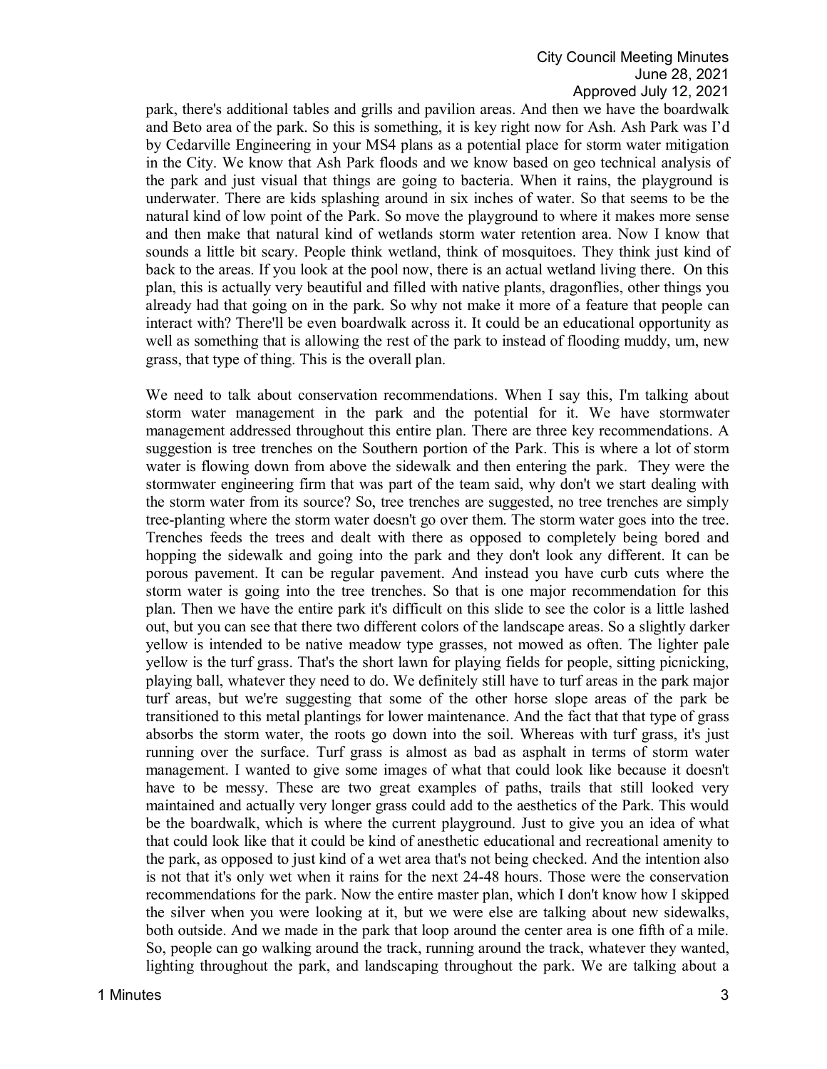park, there's additional tables and grills and pavilion areas. And then we have the boardwalk and Beto area of the park. So this is something, it is key right now for Ash. Ash Park was I'd by Cedarville Engineering in your MS4 plans as a potential place for storm water mitigation in the City. We know that Ash Park floods and we know based on geo technical analysis of the park and just visual that things are going to bacteria. When it rains, the playground is underwater. There are kids splashing around in six inches of water. So that seems to be the natural kind of low point of the Park. So move the playground to where it makes more sense and then make that natural kind of wetlands storm water retention area. Now I know that sounds a little bit scary. People think wetland, think of mosquitoes. They think just kind of back to the areas. If you look at the pool now, there is an actual wetland living there. On this plan, this is actually very beautiful and filled with native plants, dragonflies, other things you already had that going on in the park. So why not make it more of a feature that people can interact with? There'll be even boardwalk across it. It could be an educational opportunity as well as something that is allowing the rest of the park to instead of flooding muddy, um, new grass, that type of thing. This is the overall plan.

We need to talk about conservation recommendations. When I say this, I'm talking about storm water management in the park and the potential for it. We have stormwater management addressed throughout this entire plan. There are three key recommendations. A suggestion is tree trenches on the Southern portion of the Park. This is where a lot of storm water is flowing down from above the sidewalk and then entering the park. They were the stormwater engineering firm that was part of the team said, why don't we start dealing with the storm water from its source? So, tree trenches are suggested, no tree trenches are simply tree-planting where the storm water doesn't go over them. The storm water goes into the tree. Trenches feeds the trees and dealt with there as opposed to completely being bored and hopping the sidewalk and going into the park and they don't look any different. It can be porous pavement. It can be regular pavement. And instead you have curb cuts where the storm water is going into the tree trenches. So that is one major recommendation for this plan. Then we have the entire park it's difficult on this slide to see the color is a little lashed out, but you can see that there two different colors of the landscape areas. So a slightly darker yellow is intended to be native meadow type grasses, not mowed as often. The lighter pale yellow is the turf grass. That's the short lawn for playing fields for people, sitting picnicking, playing ball, whatever they need to do. We definitely still have to turf areas in the park major turf areas, but we're suggesting that some of the other horse slope areas of the park be transitioned to this metal plantings for lower maintenance. And the fact that that type of grass absorbs the storm water, the roots go down into the soil. Whereas with turf grass, it's just running over the surface. Turf grass is almost as bad as asphalt in terms of storm water management. I wanted to give some images of what that could look like because it doesn't have to be messy. These are two great examples of paths, trails that still looked very maintained and actually very longer grass could add to the aesthetics of the Park. This would be the boardwalk, which is where the current playground. Just to give you an idea of what that could look like that it could be kind of anesthetic educational and recreational amenity to the park, as opposed to just kind of a wet area that's not being checked. And the intention also is not that it's only wet when it rains for the next 24-48 hours. Those were the conservation recommendations for the park. Now the entire master plan, which I don't know how I skipped the silver when you were looking at it, but we were else are talking about new sidewalks, both outside. And we made in the park that loop around the center area is one fifth of a mile. So, people can go walking around the track, running around the track, whatever they wanted, lighting throughout the park, and landscaping throughout the park. We are talking about a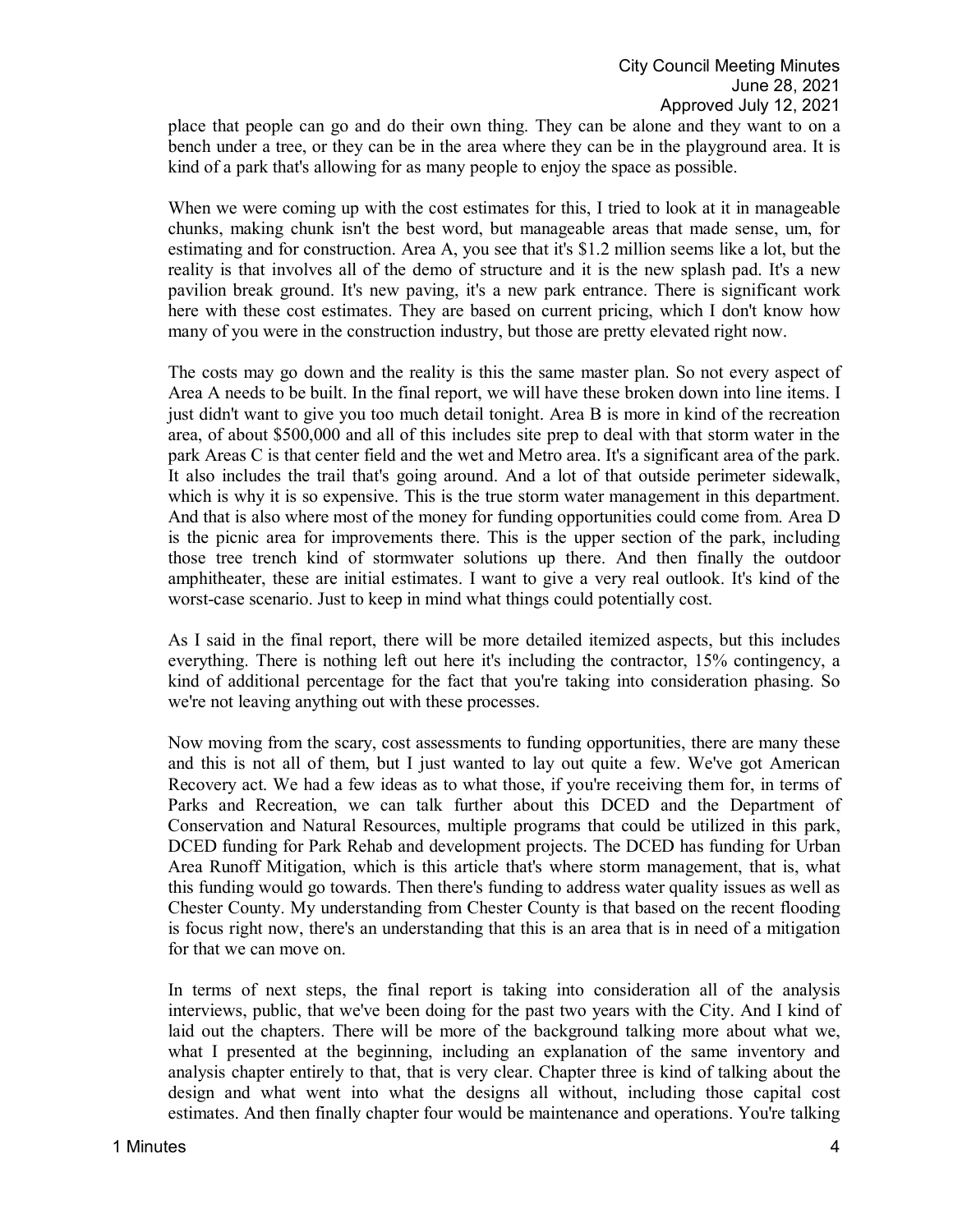place that people can go and do their own thing. They can be alone and they want to on a bench under a tree, or they can be in the area where they can be in the playground area. It is kind of a park that's allowing for as many people to enjoy the space as possible.

When we were coming up with the cost estimates for this, I tried to look at it in manageable chunks, making chunk isn't the best word, but manageable areas that made sense, um, for estimating and for construction. Area A, you see that it's $1.2 million seems like a lot, but the reality is that involves all of the demo of structure and it is the new splash pad. It's a new pavilion break ground. It's new paving, it's a new park entrance. There is significant work here with these cost estimates. They are based on current pricing, which I don't know how many of you were in the construction industry, but those are pretty elevated right now.

The costs may go down and the reality is this the same master plan. So not every aspect of Area A needs to be built. In the final report, we will have these broken down into line items. I just didn't want to give you too much detail tonight. Area B is more in kind of the recreation area, of about $500,000 and all of this includes site prep to deal with that storm water in the park Areas C is that center field and the wet and Metro area. It's a significant area of the park. It also includes the trail that's going around. And a lot of that outside perimeter sidewalk, which is why it is so expensive. This is the true storm water management in this department. And that is also where most of the money for funding opportunities could come from. Area D is the picnic area for improvements there. This is the upper section of the park, including those tree trench kind of stormwater solutions up there. And then finally the outdoor amphitheater, these are initial estimates. I want to give a very real outlook. It's kind of the worst-case scenario. Just to keep in mind what things could potentially cost.

As I said in the final report, there will be more detailed itemized aspects, but this includes everything. There is nothing left out here it's including the contractor, 15% contingency, a kind of additional percentage for the fact that you're taking into consideration phasing. So we're not leaving anything out with these processes.

Now moving from the scary, cost assessments to funding opportunities, there are many these and this is not all of them, but I just wanted to lay out quite a few. We've got American Recovery act. We had a few ideas as to what those, if you're receiving them for, in terms of Parks and Recreation, we can talk further about this DCED and the Department of Conservation and Natural Resources, multiple programs that could be utilized in this park, DCED funding for Park Rehab and development projects. The DCED has funding for Urban Area Runoff Mitigation, which is this article that's where storm management, that is, what this funding would go towards. Then there's funding to address water quality issues as well as Chester County. My understanding from Chester County is that based on the recent flooding is focus right now, there's an understanding that this is an area that is in need of a mitigation for that we can move on.

In terms of next steps, the final report is taking into consideration all of the analysis interviews, public, that we've been doing for the past two years with the City. And I kind of laid out the chapters. There will be more of the background talking more about what we, what I presented at the beginning, including an explanation of the same inventory and analysis chapter entirely to that, that is very clear. Chapter three is kind of talking about the design and what went into what the designs all without, including those capital cost estimates. And then finally chapter four would be maintenance and operations. You're talking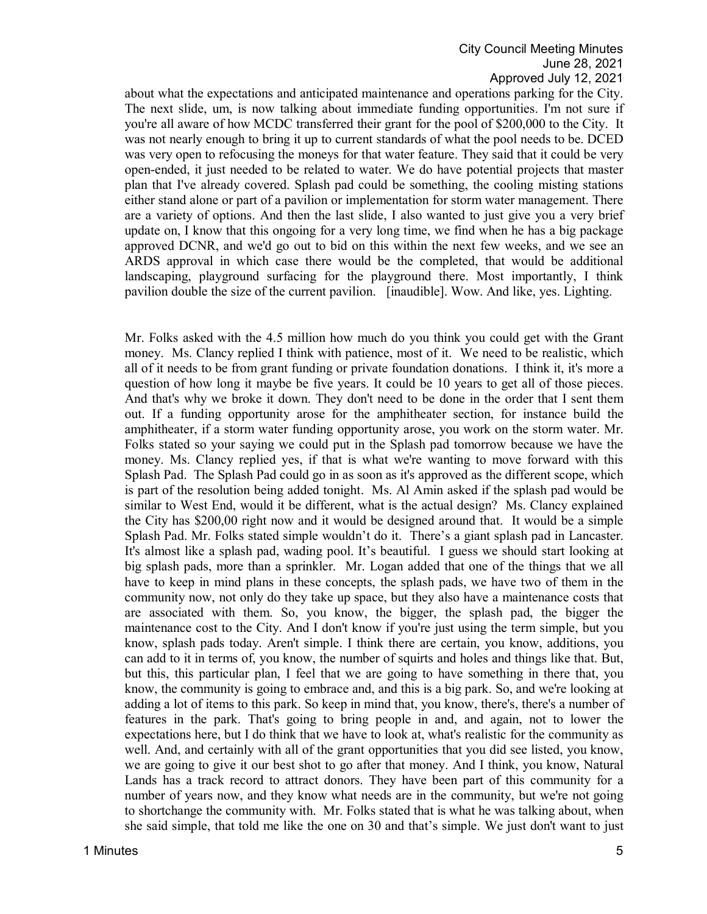about what the expectations and anticipated maintenance and operations parking for the City. The next slide, um, is now talking about immediate funding opportunities. I'm not sure if you're all aware of how MCDC transferred their grant for the pool of $200,000 to the City. It was not nearly enough to bring it up to current standards of what the pool needs to be. DCED was very open to refocusing the moneys for that water feature. They said that it could be very open-ended, it just needed to be related to water. We do have potential projects that master plan that I've already covered. Splash pad could be something, the cooling misting stations either stand alone or part of a pavilion or implementation for storm water management. There are a variety of options. And then the last slide, I also wanted to just give you a very brief update on, I know that this ongoing for a very long time, we find when he has a big package approved DCNR, and we'd go out to bid on this within the next few weeks, and we see an ARDS approval in which case there would be the completed, that would be additional landscaping, playground surfacing for the playground there. Most importantly, I think pavilion double the size of the current pavilion. [inaudible]. Wow. And like, yes. Lighting.

Mr. Folks asked with the 4.5 million how much do you think you could get with the Grant money. Ms. Clancy replied I think with patience, most of it. We need to be realistic, which all of it needs to be from grant funding or private foundation donations. I think it, it's more a question of how long it maybe be five years. It could be 10 years to get all of those pieces. And that's why we broke it down. They don't need to be done in the order that I sent them out. If a funding opportunity arose for the amphitheater section, for instance build the amphitheater, if a storm water funding opportunity arose, you work on the storm water. Mr. Folks stated so your saying we could put in the Splash pad tomorrow because we have the money. Ms. Clancy replied yes, if that is what we're wanting to move forward with this Splash Pad. The Splash Pad could go in as soon as it's approved as the different scope, which is part of the resolution being added tonight. Ms. Al Amin asked if the splash pad would be similar to West End, would it be different, what is the actual design? Ms. Clancy explained the City has $200,00 right now and it would be designed around that. It would be a simple Splash Pad. Mr. Folks stated simple wouldn't do it. There's a giant splash pad in Lancaster. It's almost like a splash pad, wading pool. It's beautiful. I guess we should start looking at big splash pads, more than a sprinkler. Mr. Logan added that one of the things that we all have to keep in mind plans in these concepts, the splash pads, we have two of them in the community now, not only do they take up space, but they also have a maintenance costs that are associated with them. So, you know, the bigger, the splash pad, the bigger the maintenance cost to the City. And I don't know if you're just using the term simple, but you know, splash pads today. Aren't simple. I think there are certain, you know, additions, you can add to it in terms of, you know, the number of squirts and holes and things like that. But, but this, this particular plan, I feel that we are going to have something in there that, you know, the community is going to embrace and, and this is a big park. So, and we're looking at adding a lot of items to this park. So keep in mind that, you know, there's, there's a number of features in the park. That's going to bring people in and, and again, not to lower the expectations here, but I do think that we have to look at, what's realistic for the community as well. And, and certainly with all of the grant opportunities that you did see listed, you know, we are going to give it our best shot to go after that money. And I think, you know, Natural Lands has a track record to attract donors. They have been part of this community for a number of years now, and they know what needs are in the community, but we're not going to shortchange the community with. Mr. Folks stated that is what he was talking about, when she said simple, that told me like the one on 30 and that's simple. We just don't want to just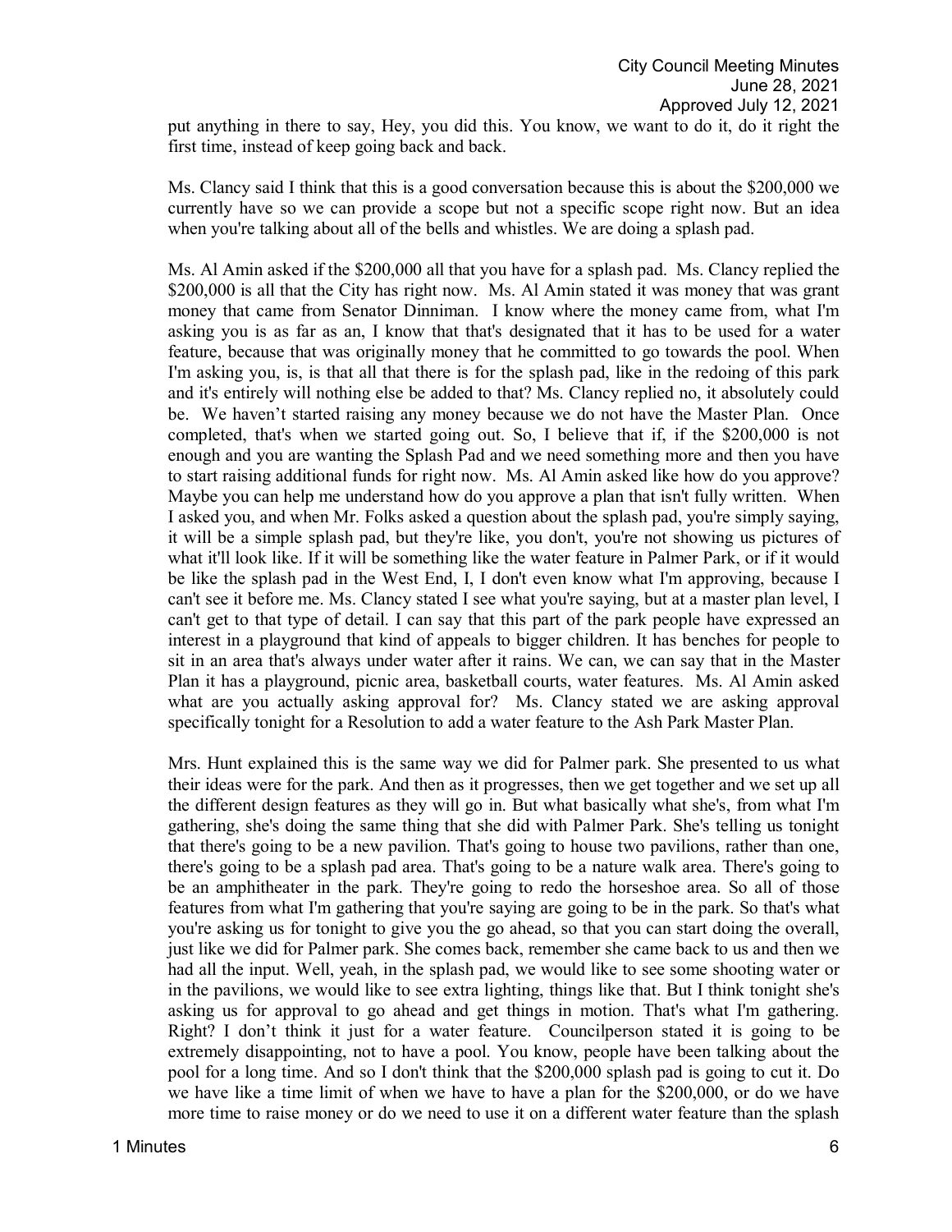put anything in there to say, Hey, you did this. You know, we want to do it, do it right the first time, instead of keep going back and back.

Ms. Clancy said I think that this is a good conversation because this is about the $200,000 we currently have so we can provide a scope but not a specific scope right now. But an idea when you're talking about all of the bells and whistles. We are doing a splash pad.

Ms. Al Amin asked if the $200,000 all that you have for a splash pad. Ms. Clancy replied the $200,000 is all that the City has right now. Ms. Al Amin stated it was money that was grant money that came from Senator Dinniman. I know where the money came from, what I'm asking you is as far as an, I know that that's designated that it has to be used for a water feature, because that was originally money that he committed to go towards the pool. When I'm asking you, is, is that all that there is for the splash pad, like in the redoing of this park and it's entirely will nothing else be added to that? Ms. Clancy replied no, it absolutely could be. We haven't started raising any money because we do not have the Master Plan. Once completed, that's when we started going out. So, I believe that if, if the $200,000 is not enough and you are wanting the Splash Pad and we need something more and then you have to start raising additional funds for right now. Ms. Al Amin asked like how do you approve? Maybe you can help me understand how do you approve a plan that isn't fully written. When I asked you, and when Mr. Folks asked a question about the splash pad, you're simply saying, it will be a simple splash pad, but they're like, you don't, you're not showing us pictures of what it'll look like. If it will be something like the water feature in Palmer Park, or if it would be like the splash pad in the West End, I, I don't even know what I'm approving, because I can't see it before me. Ms. Clancy stated I see what you're saying, but at a master plan level, I can't get to that type of detail. I can say that this part of the park people have expressed an interest in a playground that kind of appeals to bigger children. It has benches for people to sit in an area that's always under water after it rains. We can, we can say that in the Master Plan it has a playground, picnic area, basketball courts, water features. Ms. Al Amin asked what are you actually asking approval for? Ms. Clancy stated we are asking approval specifically tonight for a Resolution to add a water feature to the Ash Park Master Plan.

Mrs. Hunt explained this is the same way we did for Palmer park. She presented to us what their ideas were for the park. And then as it progresses, then we get together and we set up all the different design features as they will go in. But what basically what she's, from what I'm gathering, she's doing the same thing that she did with Palmer Park. She's telling us tonight that there's going to be a new pavilion. That's going to house two pavilions, rather than one, there's going to be a splash pad area. That's going to be a nature walk area. There's going to be an amphitheater in the park. They're going to redo the horseshoe area. So all of those features from what I'm gathering that you're saying are going to be in the park. So that's what you're asking us for tonight to give you the go ahead, so that you can start doing the overall, just like we did for Palmer park. She comes back, remember she came back to us and then we had all the input. Well, yeah, in the splash pad, we would like to see some shooting water or in the pavilions, we would like to see extra lighting, things like that. But I think tonight she's asking us for approval to go ahead and get things in motion. That's what I'm gathering. Right? I don't think it just for a water feature. Councilperson stated it is going to be extremely disappointing, not to have a pool. You know, people have been talking about the pool for a long time. And so I don't think that the $200,000 splash pad is going to cut it. Do we have like a time limit of when we have to have a plan for the $200,000, or do we have more time to raise money or do we need to use it on a different water feature than the splash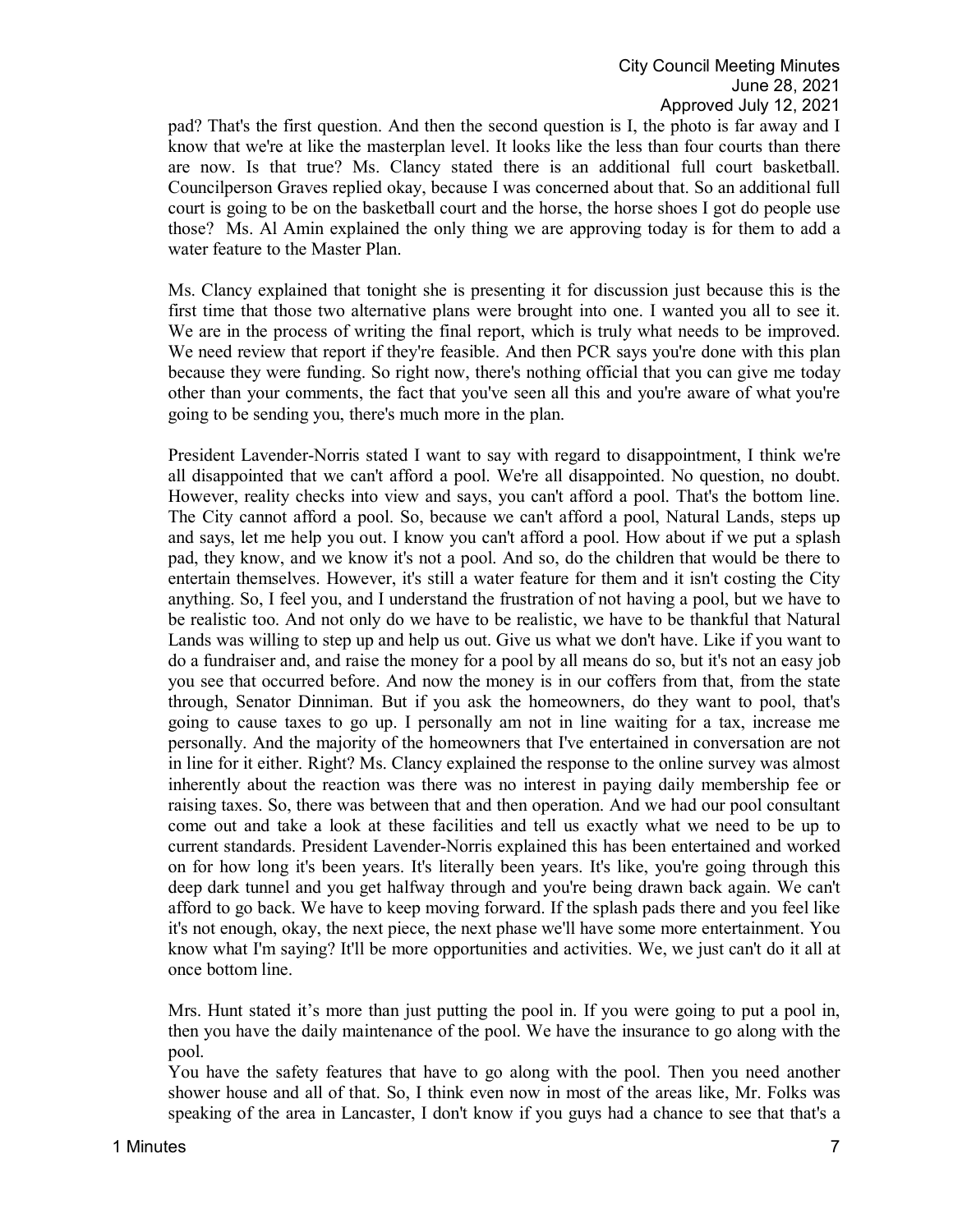pad? That's the first question. And then the second question is I, the photo is far away and I know that we're at like the masterplan level. It looks like the less than four courts than there are now. Is that true? Ms. Clancy stated there is an additional full court basketball. Councilperson Graves replied okay, because I was concerned about that. So an additional full court is going to be on the basketball court and the horse, the horse shoes I got do people use those? Ms. Al Amin explained the only thing we are approving today is for them to add a water feature to the Master Plan.

Ms. Clancy explained that tonight she is presenting it for discussion just because this is the first time that those two alternative plans were brought into one. I wanted you all to see it. We are in the process of writing the final report, which is truly what needs to be improved. We need review that report if they're feasible. And then PCR says you're done with this plan because they were funding. So right now, there's nothing official that you can give me today other than your comments, the fact that you've seen all this and you're aware of what you're going to be sending you, there's much more in the plan.

President Lavender-Norris stated I want to say with regard to disappointment, I think we're all disappointed that we can't afford a pool. We're all disappointed. No question, no doubt. However, reality checks into view and says, you can't afford a pool. That's the bottom line. The City cannot afford a pool. So, because we can't afford a pool, Natural Lands, steps up and says, let me help you out. I know you can't afford a pool. How about if we put a splash pad, they know, and we know it's not a pool. And so, do the children that would be there to entertain themselves. However, it's still a water feature for them and it isn't costing the City anything. So, I feel you, and I understand the frustration of not having a pool, but we have to be realistic too. And not only do we have to be realistic, we have to be thankful that Natural Lands was willing to step up and help us out. Give us what we don't have. Like if you want to do a fundraiser and, and raise the money for a pool by all means do so, but it's not an easy job you see that occurred before. And now the money is in our coffers from that, from the state through, Senator Dinniman. But if you ask the homeowners, do they want to pool, that's going to cause taxes to go up. I personally am not in line waiting for a tax, increase me personally. And the majority of the homeowners that I've entertained in conversation are not in line for it either. Right? Ms. Clancy explained the response to the online survey was almost inherently about the reaction was there was no interest in paying daily membership fee or raising taxes. So, there was between that and then operation. And we had our pool consultant come out and take a look at these facilities and tell us exactly what we need to be up to current standards. President Lavender-Norris explained this has been entertained and worked on for how long it's been years. It's literally been years. It's like, you're going through this deep dark tunnel and you get halfway through and you're being drawn back again. We can't afford to go back. We have to keep moving forward. If the splash pads there and you feel like it's not enough, okay, the next piece, the next phase we'll have some more entertainment. You know what I'm saying? It'll be more opportunities and activities. We, we just can't do it all at once bottom line.

Mrs. Hunt stated it's more than just putting the pool in. If you were going to put a pool in, then you have the daily maintenance of the pool. We have the insurance to go along with the pool.

You have the safety features that have to go along with the pool. Then you need another shower house and all of that. So, I think even now in most of the areas like, Mr. Folks was speaking of the area in Lancaster, I don't know if you guys had a chance to see that that's a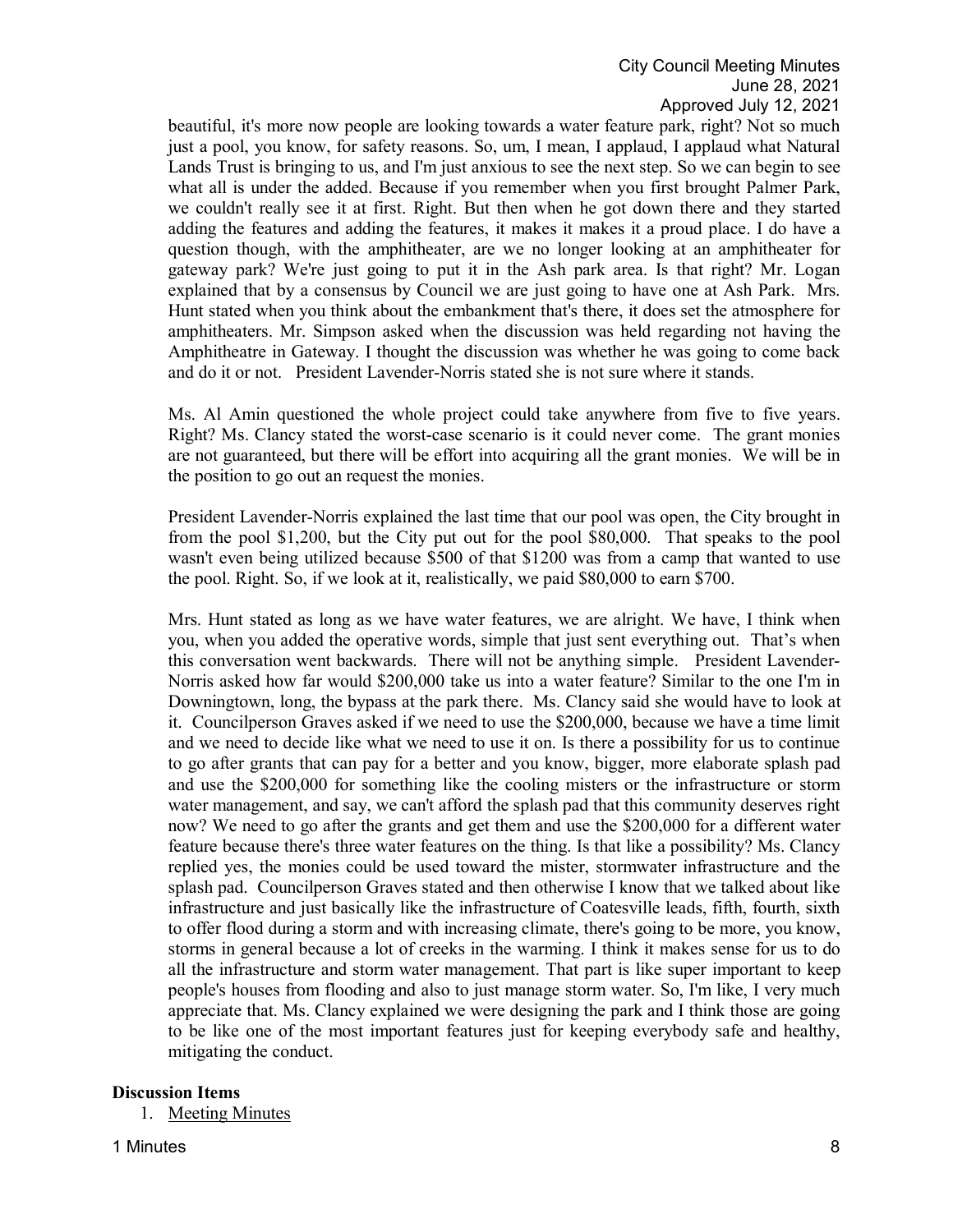beautiful, it's more now people are looking towards a water feature park, right? Not so much just a pool, you know, for safety reasons. So, um, I mean, I applaud, I applaud what Natural Lands Trust is bringing to us, and I'm just anxious to see the next step. So we can begin to see what all is under the added. Because if you remember when you first brought Palmer Park, we couldn't really see it at first. Right. But then when he got down there and they started adding the features and adding the features, it makes it makes it a proud place. I do have a question though, with the amphitheater, are we no longer looking at an amphitheater for gateway park? We're just going to put it in the Ash park area. Is that right? Mr. Logan explained that by a consensus by Council we are just going to have one at Ash Park. Mrs. Hunt stated when you think about the embankment that's there, it does set the atmosphere for amphitheaters. Mr. Simpson asked when the discussion was held regarding not having the Amphitheatre in Gateway. I thought the discussion was whether he was going to come back and do it or not. President Lavender-Norris stated she is not sure where it stands.

Ms. Al Amin questioned the whole project could take anywhere from five to five years. Right? Ms. Clancy stated the worst-case scenario is it could never come. The grant monies are not guaranteed, but there will be effort into acquiring all the grant monies. We will be in the position to go out an request the monies.

President Lavender-Norris explained the last time that our pool was open, the City brought in from the pool $1,200, but the City put out for the pool $80,000. That speaks to the pool wasn't even being utilized because $500 of that $1200 was from a camp that wanted to use the pool. Right. So, if we look at it, realistically, we paid $80,000 to earn $700.

Mrs. Hunt stated as long as we have water features, we are alright. We have, I think when you, when you added the operative words, simple that just sent everything out. That's when this conversation went backwards. There will not be anything simple. President Lavender-Norris asked how far would $200,000 take us into a water feature? Similar to the one I'm in Downingtown, long, the bypass at the park there. Ms. Clancy said she would have to look at it. Councilperson Graves asked if we need to use the $200,000, because we have a time limit and we need to decide like what we need to use it on. Is there a possibility for us to continue to go after grants that can pay for a better and you know, bigger, more elaborate splash pad and use the $200,000 for something like the cooling misters or the infrastructure or storm water management, and say, we can't afford the splash pad that this community deserves right now? We need to go after the grants and get them and use the $200,000 for a different water feature because there's three water features on the thing. Is that like a possibility? Ms. Clancy replied yes, the monies could be used toward the mister, stormwater infrastructure and the splash pad. Councilperson Graves stated and then otherwise I know that we talked about like infrastructure and just basically like the infrastructure of Coatesville leads, fifth, fourth, sixth to offer flood during a storm and with increasing climate, there's going to be more, you know, storms in general because a lot of creeks in the warming. I think it makes sense for us to do all the infrastructure and storm water management. That part is like super important to keep people's houses from flooding and also to just manage storm water. So, I'm like, I very much appreciate that. Ms. Clancy explained we were designing the park and I think those are going to be like one of the most important features just for keeping everybody safe and healthy, mitigating the conduct.

## Discussion Items

1. Meeting Minutes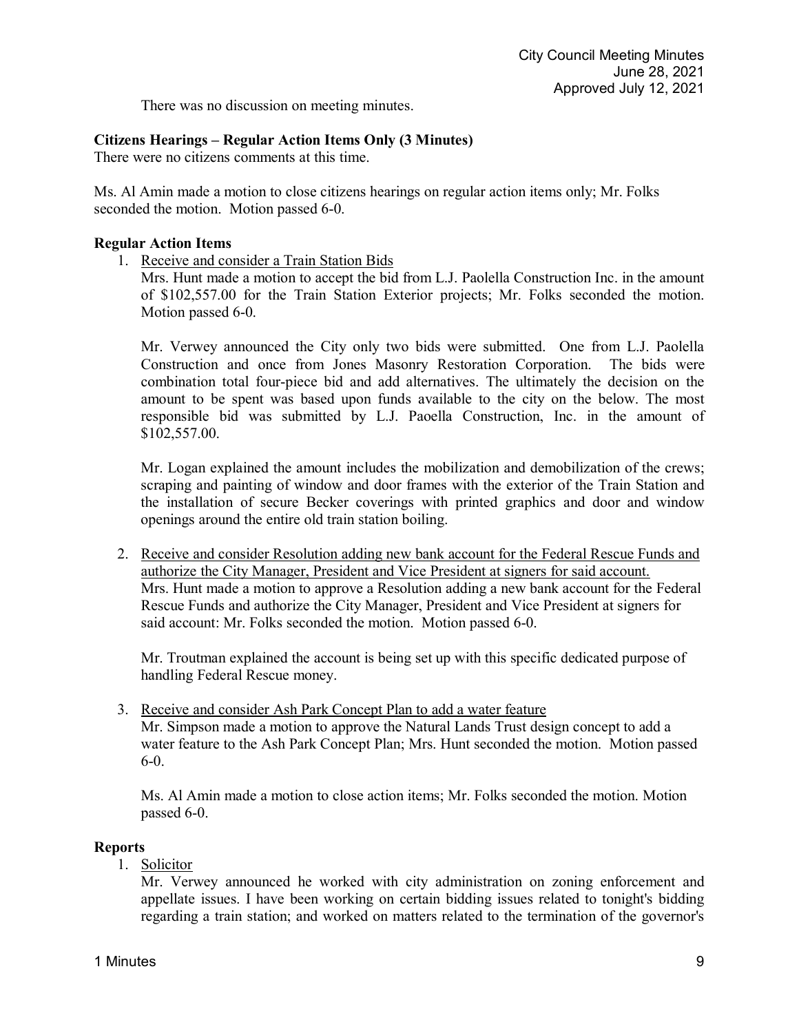There was no discussion on meeting minutes.

**Citizens Hearings – Regular Action Items Only (3 Minutes)**

There were no citizens comments at this time.

Ms. Al Amin made a motion to close citizens hearings on regular action items only; Mr. Folks seconded the motion. Motion passed 6-0.

**Regular Action Items**

1. <u>Receive and consider a Train Station Bids</u>

   Mrs. Hunt made a motion to accept the bid from L.J. Paolella Construction Inc. in the amount of $102,557.00 for the Train Station Exterior projects; Mr. Folks seconded the motion. Motion passed 6-0.

   Mr. Verwey announced the City only two bids were submitted. One from L.J. Paolella Construction and once from Jones Masonry Restoration Corporation. The bids were combination total four-piece bid and add alternatives. The ultimately the decision on the amount to be spent was based upon funds available to the city on the below. The most responsible bid was submitted by L.J. Paoella Construction, Inc. in the amount of $102,557.00.

   Mr. Logan explained the amount includes the mobilization and demobilization of the crews; scraping and painting of window and door frames with the exterior of the Train Station and the installation of secure Becker coverings with printed graphics and door and window openings around the entire old train station boiling.

2. <u>Receive and consider Resolution adding new bank account for the Federal Rescue Funds and authorize the City Manager, President and Vice President at signers for said account.</u>

   Mrs. Hunt made a motion to approve a Resolution adding a new bank account for the Federal Rescue Funds and authorize the City Manager, President and Vice President at signers for said account: Mr. Folks seconded the motion. Motion passed 6-0.

   Mr. Troutman explained the account is being set up with this specific dedicated purpose of handling Federal Rescue money.

3. <u>Receive and consider Ash Park Concept Plan to add a water feature</u>

   Mr. Simpson made a motion to approve the Natural Lands Trust design concept to add a water feature to the Ash Park Concept Plan; Mrs. Hunt seconded the motion. Motion passed 6-0.

   Ms. Al Amin made a motion to close action items; Mr. Folks seconded the motion. Motion passed 6-0.

**Reports**

1. <u>Solicitor</u>

   Mr. Verwey announced he worked with city administration on zoning enforcement and appellate issues. I have been working on certain bidding issues related to tonight's bidding regarding a train station; and worked on matters related to the termination of the governor's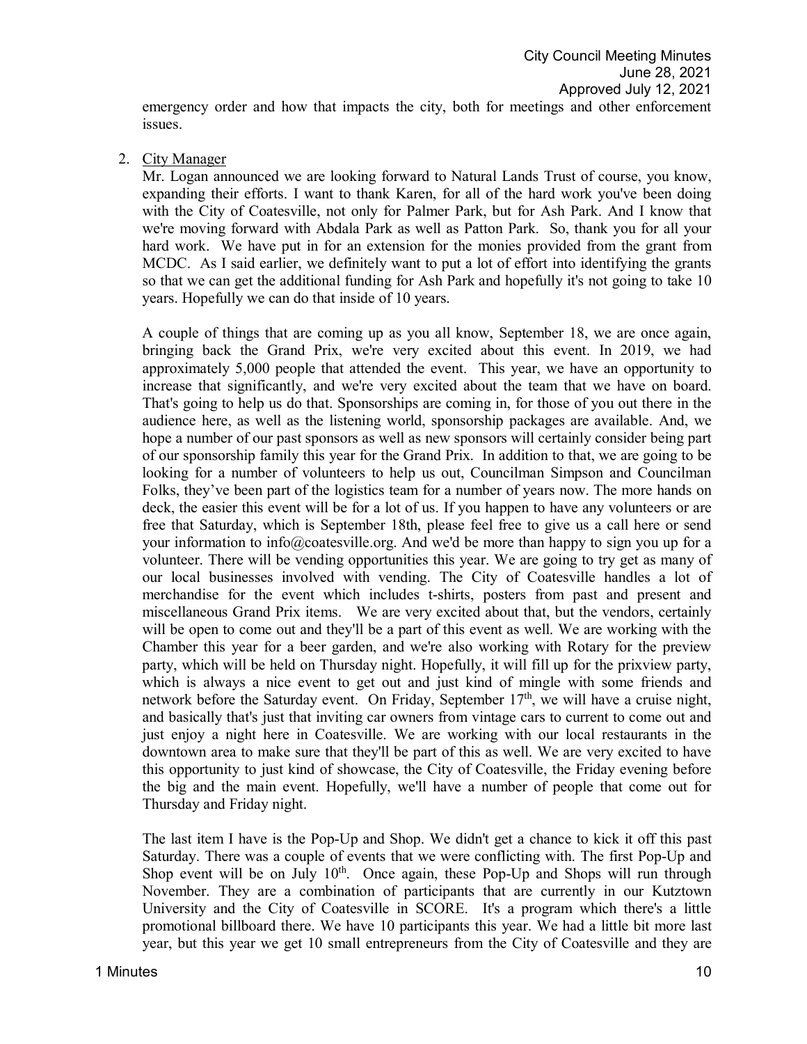emergency order and how that impacts the city, both for meetings and other enforcement issues.

2. City Manager

   Mr. Logan announced we are looking forward to Natural Lands Trust of course, you know, expanding their efforts. I want to thank Karen, for all of the hard work you've been doing with the City of Coatesville, not only for Palmer Park, but for Ash Park. And I know that we're moving forward with Abdala Park as well as Patton Park. So, thank you for all your hard work. We have put in for an extension for the monies provided from the grant from MCDC. As I said earlier, we definitely want to put a lot of effort into identifying the grants so that we can get the additional funding for Ash Park and hopefully it's not going to take 10 years. Hopefully we can do that inside of 10 years.

   A couple of things that are coming up as you all know, September 18, we are once again, bringing back the Grand Prix, we're very excited about this event. In 2019, we had approximately 5,000 people that attended the event. This year, we have an opportunity to increase that significantly, and we're very excited about the team that we have on board. That's going to help us do that. Sponsorships are coming in, for those of you out there in the audience here, as well as the listening world, sponsorship packages are available. And, we hope a number of our past sponsors as well as new sponsors will certainly consider being part of our sponsorship family this year for the Grand Prix. In addition to that, we are going to be looking for a number of volunteers to help us out, Councilman Simpson and Councilman Folks, they've been part of the logistics team for a number of years now. The more hands on deck, the easier this event will be for a lot of us. If you happen to have any volunteers or are free that Saturday, which is September 18th, please feel free to give us a call here or send your information to info@coatesville.org. And we'd be more than happy to sign you up for a volunteer. There will be vending opportunities this year. We are going to try get as many of our local businesses involved with vending. The City of Coatesville handles a lot of merchandise for the event which includes t-shirts, posters from past and present and miscellaneous Grand Prix items. We are very excited about that, but the vendors, certainly will be open to come out and they'll be a part of this event as well. We are working with the Chamber this year for a beer garden, and we're also working with Rotary for the preview party, which will be held on Thursday night. Hopefully, it will fill up for the prixview party, which is always a nice event to get out and just kind of mingle with some friends and network before the Saturday event. On Friday, September 17th, we will have a cruise night, and basically that's just that inviting car owners from vintage cars to current to come out and just enjoy a night here in Coatesville. We are working with our local restaurants in the downtown area to make sure that they'll be part of this as well. We are very excited to have this opportunity to just kind of showcase, the City of Coatesville, the Friday evening before the big and the main event. Hopefully, we'll have a number of people that come out for Thursday and Friday night.

   The last item I have is the Pop-Up and Shop. We didn't get a chance to kick it off this past Saturday. There was a couple of events that we were conflicting with. The first Pop-Up and Shop event will be on July 10th. Once again, these Pop-Up and Shops will run through November. They are a combination of participants that are currently in our Kutztown University and the City of Coatesville in SCORE. It's a program which there's a little promotional billboard there. We have 10 participants this year. We had a little bit more last year, but this year we get 10 small entrepreneurs from the City of Coatesville and they are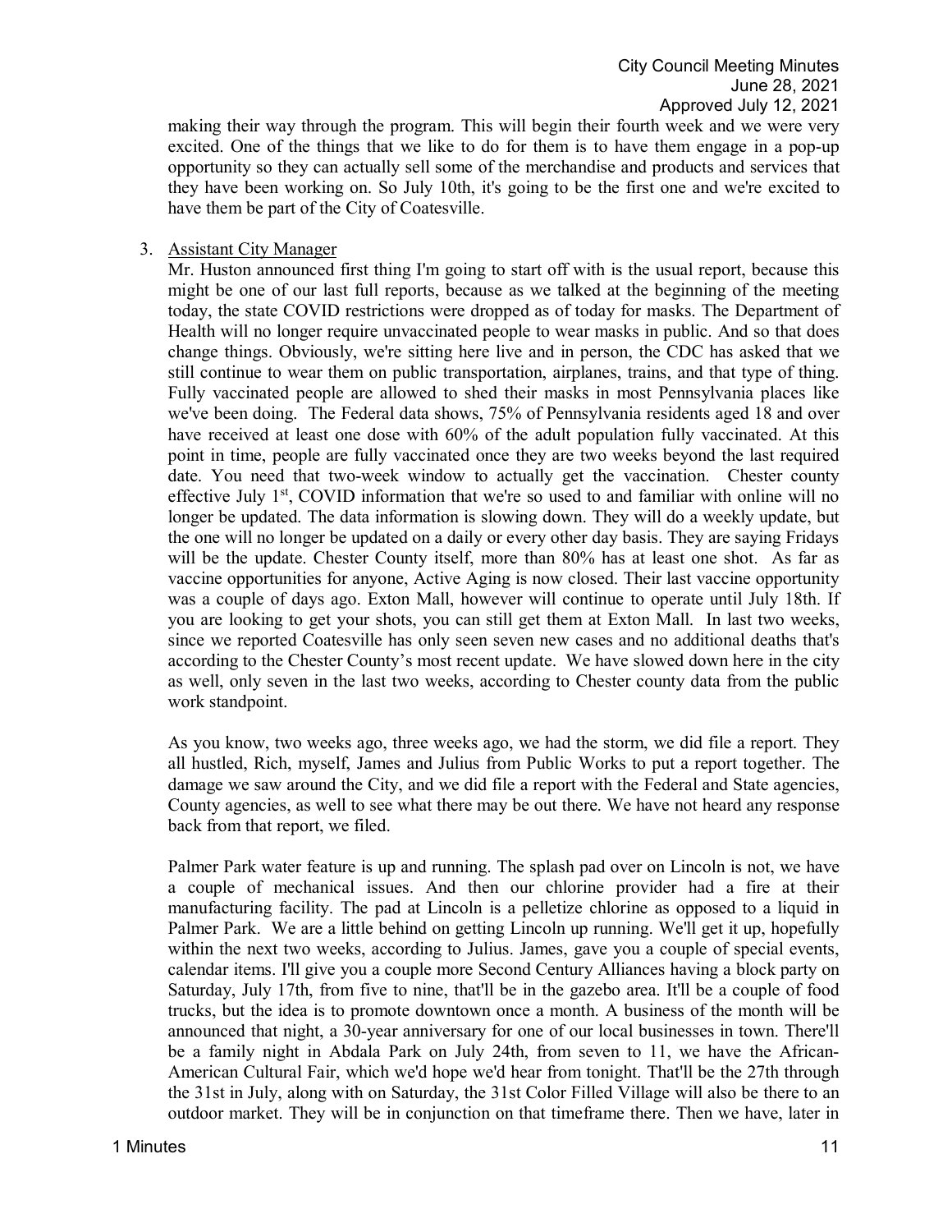making their way through the program. This will begin their fourth week and we were very excited. One of the things that we like to do for them is to have them engage in a pop-up opportunity so they can actually sell some of the merchandise and products and services that they have been working on. So July 10th, it's going to be the first one and we're excited to have them be part of the City of Coatesville.

3. Assistant City Manager

   Mr. Huston announced first thing I'm going to start off with is the usual report, because this might be one of our last full reports, because as we talked at the beginning of the meeting today, the state COVID restrictions were dropped as of today for masks. The Department of Health will no longer require unvaccinated people to wear masks in public. And so that does change things. Obviously, we're sitting here live and in person, the CDC has asked that we still continue to wear them on public transportation, airplanes, trains, and that type of thing. Fully vaccinated people are allowed to shed their masks in most Pennsylvania places like we've been doing. The Federal data shows, 75% of Pennsylvania residents aged 18 and over have received at least one dose with 60% of the adult population fully vaccinated. At this point in time, people are fully vaccinated once they are two weeks beyond the last required date. You need that two-week window to actually get the vaccination. Chester county effective July 1st, COVID information that we're so used to and familiar with online will no longer be updated. The data information is slowing down. They will do a weekly update, but the one will no longer be updated on a daily or every other day basis. They are saying Fridays will be the update. Chester County itself, more than 80% has at least one shot. As far as vaccine opportunities for anyone, Active Aging is now closed. Their last vaccine opportunity was a couple of days ago. Exton Mall, however will continue to operate until July 18th. If you are looking to get your shots, you can still get them at Exton Mall. In last two weeks, since we reported Coatesville has only seen seven new cases and no additional deaths that's according to the Chester County's most recent update. We have slowed down here in the city as well, only seven in the last two weeks, according to Chester county data from the public work standpoint.

   As you know, two weeks ago, three weeks ago, we had the storm, we did file a report. They all hustled, Rich, myself, James and Julius from Public Works to put a report together. The damage we saw around the City, and we did file a report with the Federal and State agencies, County agencies, as well to see what there may be out there. We have not heard any response back from that report, we filed.

   Palmer Park water feature is up and running. The splash pad over on Lincoln is not, we have a couple of mechanical issues. And then our chlorine provider had a fire at their manufacturing facility. The pad at Lincoln is a pelletize chlorine as opposed to a liquid in Palmer Park. We are a little behind on getting Lincoln up running. We'll get it up, hopefully within the next two weeks, according to Julius. James, gave you a couple of special events, calendar items. I'll give you a couple more Second Century Alliances having a block party on Saturday, July 17th, from five to nine, that'll be in the gazebo area. It'll be a couple of food trucks, but the idea is to promote downtown once a month. A business of the month will be announced that night, a 30-year anniversary for one of our local businesses in town. There'll be a family night in Abdala Park on July 24th, from seven to 11, we have the African-American Cultural Fair, which we'd hope we'd hear from tonight. That'll be the 27th through the 31st in July, along with on Saturday, the 31st Color Filled Village will also be there to an outdoor market. They will be in conjunction on that timeframe there. Then we have, later in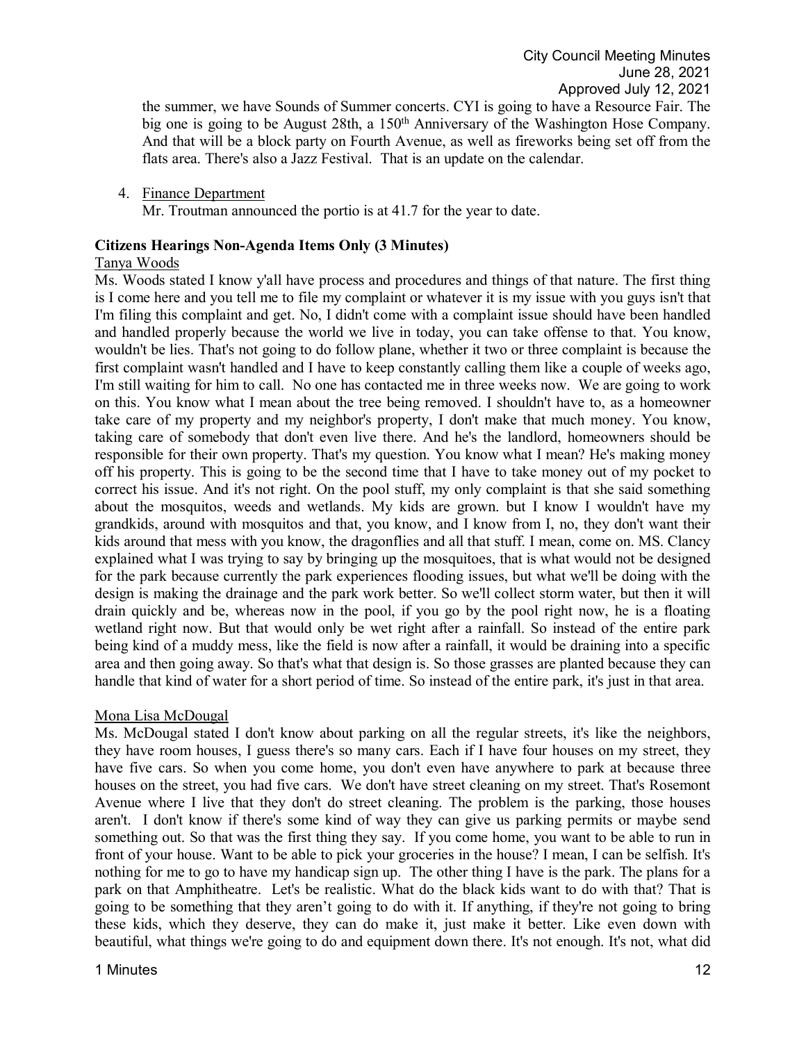the summer, we have Sounds of Summer concerts. CYI is going to have a Resource Fair. The big one is going to be August 28th, a 150th Anniversary of the Washington Hose Company. And that will be a block party on Fourth Avenue, as well as fireworks being set off from the flats area. There's also a Jazz Festival. That is an update on the calendar.

4. Finance Department

   Mr. Troutman announced the portio is at 41.7 for the year to date.

**Citizens Hearings Non-Agenda Items Only (3 Minutes)**

Tanya Woods

Ms. Woods stated I know y'all have process and procedures and things of that nature. The first thing is I come here and you tell me to file my complaint or whatever it is my issue with you guys isn't that I'm filing this complaint and get. No, I didn't come with a complaint issue should have been handled and handled properly because the world we live in today, you can take offense to that. You know, wouldn't be lies. That's not going to do follow plane, whether it two or three complaint is because the first complaint wasn't handled and I have to keep constantly calling them like a couple of weeks ago, I'm still waiting for him to call. No one has contacted me in three weeks now. We are going to work on this. You know what I mean about the tree being removed. I shouldn't have to, as a homeowner take care of my property and my neighbor's property, I don't make that much money. You know, taking care of somebody that don't even live there. And he's the landlord, homeowners should be responsible for their own property. That's my question. You know what I mean? He's making money off his property. This is going to be the second time that I have to take money out of my pocket to correct his issue. And it's not right. On the pool stuff, my only complaint is that she said something about the mosquitos, weeds and wetlands. My kids are grown. but I know I wouldn't have my grandkids, around with mosquitos and that, you know, and I know from I, no, they don't want their kids around that mess with you know, the dragonflies and all that stuff. I mean, come on. MS. Clancy explained what I was trying to say by bringing up the mosquitoes, that is what would not be designed for the park because currently the park experiences flooding issues, but what we'll be doing with the design is making the drainage and the park work better. So we'll collect storm water, but then it will drain quickly and be, whereas now in the pool, if you go by the pool right now, he is a floating wetland right now. But that would only be wet right after a rainfall. So instead of the entire park being kind of a muddy mess, like the field is now after a rainfall, it would be draining into a specific area and then going away. So that's what that design is. So those grasses are planted because they can handle that kind of water for a short period of time. So instead of the entire park, it's just in that area.

Mona Lisa McDougal

Ms. McDougal stated I don't know about parking on all the regular streets, it's like the neighbors, they have room houses, I guess there's so many cars. Each if I have four houses on my street, they have five cars. So when you come home, you don't even have anywhere to park at because three houses on the street, you had five cars. We don't have street cleaning on my street. That's Rosemont Avenue where I live that they don't do street cleaning. The problem is the parking, those houses aren't. I don't know if there's some kind of way they can give us parking permits or maybe send something out. So that was the first thing they say. If you come home, you want to be able to run in front of your house. Want to be able to pick your groceries in the house? I mean, I can be selfish. It's nothing for me to go to have my handicap sign up. The other thing I have is the park. The plans for a park on that Amphitheatre. Let's be realistic. What do the black kids want to do with that? That is going to be something that they aren't going to do with it. If anything, if they're not going to bring these kids, which they deserve, they can do make it, just make it better. Like even down with beautiful, what things we're going to do and equipment down there. It's not enough. It's not, what did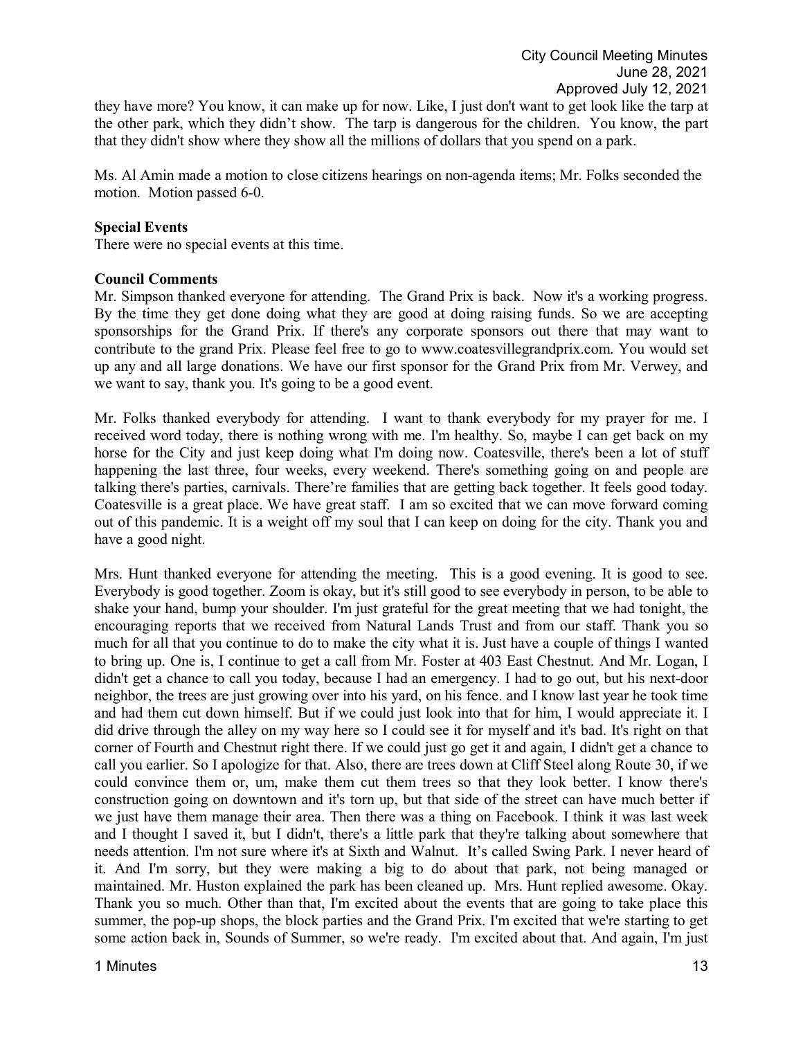they have more? You know, it can make up for now. Like, I just don't want to get look like the tarp at the other park, which they didn't show. The tarp is dangerous for the children. You know, the part that they didn't show where they show all the millions of dollars that you spend on a park.

Ms. Al Amin made a motion to close citizens hearings on non-agenda items; Mr. Folks seconded the motion. Motion passed 6-0.

**Special Events**

There were no special events at this time.

**Council Comments**

Mr. Simpson thanked everyone for attending. The Grand Prix is back. Now it's a working progress. By the time they get done doing what they are good at doing raising funds. So we are accepting sponsorships for the Grand Prix. If there's any corporate sponsors out there that may want to contribute to the grand Prix. Please feel free to go to www.coatesvillegrandprix.com. You would set up any and all large donations. We have our first sponsor for the Grand Prix from Mr. Verwey, and we want to say, thank you. It's going to be a good event.

Mr. Folks thanked everybody for attending. I want to thank everybody for my prayer for me. I received word today, there is nothing wrong with me. I'm healthy. So, maybe I can get back on my horse for the City and just keep doing what I'm doing now. Coatesville, there's been a lot of stuff happening the last three, four weeks, every weekend. There's something going on and people are talking there's parties, carnivals. There're families that are getting back together. It feels good today. Coatesville is a great place. We have great staff. I am so excited that we can move forward coming out of this pandemic. It is a weight off my soul that I can keep on doing for the city. Thank you and have a good night.

Mrs. Hunt thanked everyone for attending the meeting. This is a good evening. It is good to see. Everybody is good together. Zoom is okay, but it's still good to see everybody in person, to be able to shake your hand, bump your shoulder. I'm just grateful for the great meeting that we had tonight, the encouraging reports that we received from Natural Lands Trust and from our staff. Thank you so much for all that you continue to do to make the city what it is. Just have a couple of things I wanted to bring up. One is, I continue to get a call from Mr. Foster at 403 East Chestnut. And Mr. Logan, I didn't get a chance to call you today, because I had an emergency. I had to go out, but his next-door neighbor, the trees are just growing over into his yard, on his fence. and I know last year he took time and had them cut down himself. But if we could just look into that for him, I would appreciate it. I did drive through the alley on my way here so I could see it for myself and it's bad. It's right on that corner of Fourth and Chestnut right there. If we could just go get it and again, I didn't get a chance to call you earlier. So I apologize for that. Also, there are trees down at Cliff Steel along Route 30, if we could convince them or, um, make them cut them trees so that they look better. I know there's construction going on downtown and it's torn up, but that side of the street can have much better if we just have them manage their area. Then there was a thing on Facebook. I think it was last week and I thought I saved it, but I didn't, there's a little park that they're talking about somewhere that needs attention. I'm not sure where it's at Sixth and Walnut. It's called Swing Park. I never heard of it. And I'm sorry, but they were making a big to do about that park, not being managed or maintained. Mr. Huston explained the park has been cleaned up. Mrs. Hunt replied awesome. Okay. Thank you so much. Other than that, I'm excited about the events that are going to take place this summer, the pop-up shops, the block parties and the Grand Prix. I'm excited that we're starting to get some action back in, Sounds of Summer, so we're ready. I'm excited about that. And again, I'm just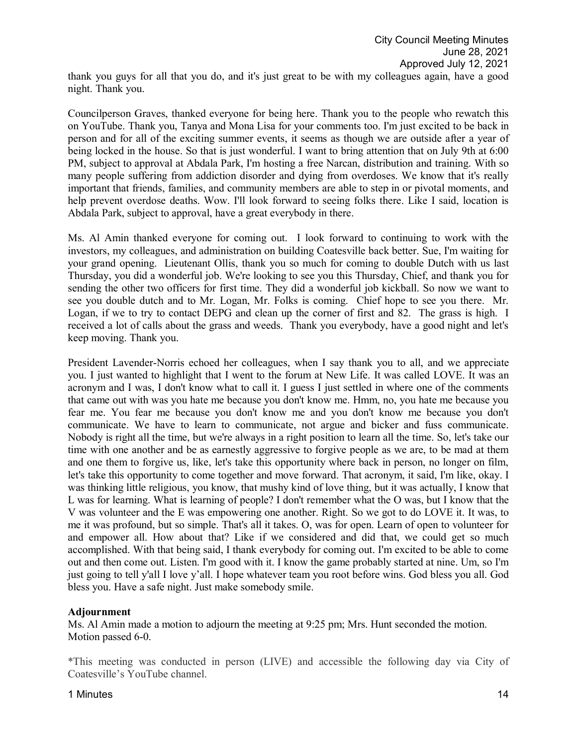thank you guys for all that you do, and it's just great to be with my colleagues again, have a good night. Thank you.

Councilperson Graves, thanked everyone for being here. Thank you to the people who rewatch this on YouTube. Thank you, Tanya and Mona Lisa for your comments too. I'm just excited to be back in person and for all of the exciting summer events, it seems as though we are outside after a year of being locked in the house. So that is just wonderful. I want to bring attention that on July 9th at 6:00 PM, subject to approval at Abdala Park, I'm hosting a free Narcan, distribution and training. With so many people suffering from addiction disorder and dying from overdoses. We know that it's really important that friends, families, and community members are able to step in or pivotal moments, and help prevent overdose deaths. Wow. I'll look forward to seeing folks there. Like I said, location is Abdala Park, subject to approval, have a great everybody in there.

Ms. Al Amin thanked everyone for coming out. I look forward to continuing to work with the investors, my colleagues, and administration on building Coatesville back better. Sue, I'm waiting for your grand opening. Lieutenant Ollis, thank you so much for coming to double Dutch with us last Thursday, you did a wonderful job. We're looking to see you this Thursday, Chief, and thank you for sending the other two officers for first time. They did a wonderful job kickball. So now we want to see you double dutch and to Mr. Logan, Mr. Folks is coming. Chief hope to see you there. Mr. Logan, if we to try to contact DEPG and clean up the corner of first and 82. The grass is high. I received a lot of calls about the grass and weeds. Thank you everybody, have a good night and let's keep moving. Thank you.

President Lavender-Norris echoed her colleagues, when I say thank you to all, and we appreciate you. I just wanted to highlight that I went to the forum at New Life. It was called LOVE. It was an acronym and I was, I don't know what to call it. I guess I just settled in where one of the comments that came out with was you hate me because you don't know me. Hmm, no, you hate me because you fear me. You fear me because you don't know me and you don't know me because you don't communicate. We have to learn to communicate, not argue and bicker and fuss communicate. Nobody is right all the time, but we're always in a right position to learn all the time. So, let's take our time with one another and be as earnestly aggressive to forgive people as we are, to be mad at them and one them to forgive us, like, let's take this opportunity where back in person, no longer on film, let's take this opportunity to come together and move forward. That acronym, it said, I'm like, okay. I was thinking little religious, you know, that mushy kind of love thing, but it was actually, I know that L was for learning. What is learning of people? I don't remember what the O was, but I know that the V was volunteer and the E was empowering one another. Right. So we got to do LOVE it. It was, to me it was profound, but so simple. That's all it takes. O, was for open. Learn of open to volunteer for and empower all. How about that? Like if we considered and did that, we could get so much accomplished. With that being said, I thank everybody for coming out. I'm excited to be able to come out and then come out. Listen. I'm good with it. I know the game probably started at nine. Um, so I'm just going to tell y'all I love y'all. I hope whatever team you root before wins. God bless you all. God bless you. Have a safe night. Just make somebody smile.

**Adjournment**

Ms. Al Amin made a motion to adjourn the meeting at 9:25 pm; Mrs. Hunt seconded the motion. Motion passed 6-0.

*This meeting was conducted in person (LIVE) and accessible the following day via City of Coatesville's YouTube channel.